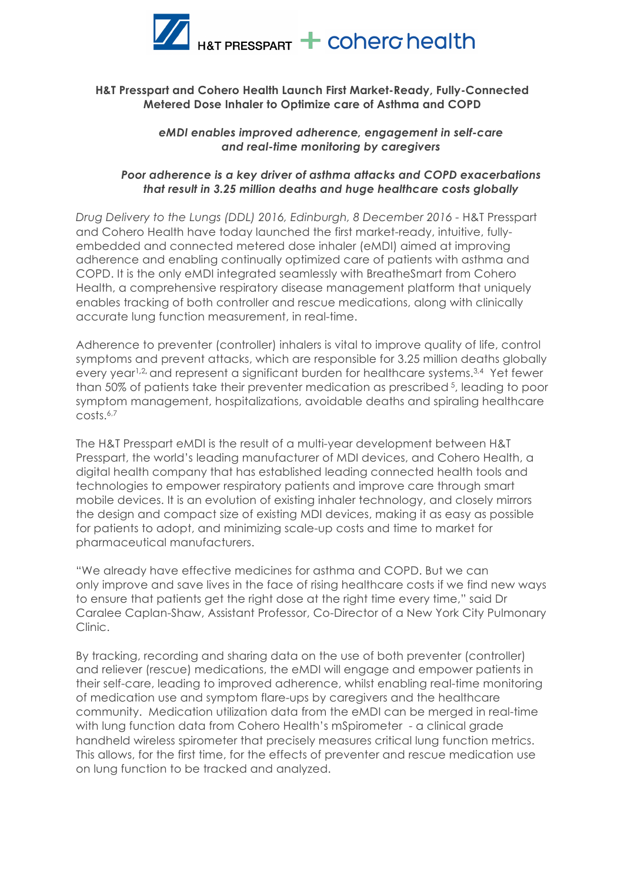H&T PRESSPART + cohero health

**H&T Presspart and Cohero Health Launch First Market-Ready, Fully-Connected Metered Dose Inhaler to Optimize care of Asthma and COPD**

***eMDI enables improved adherence, engagement in self-care and real-time monitoring by caregivers***

***Poor adherence is a key driver of asthma attacks and COPD exacerbations that result in 3.25 million deaths and huge healthcare costs globally***

*Drug Delivery to the Lungs (DDL) 2016, Edinburgh, 8 December 2016* - H&T Presspart and Cohero Health have today launched the first market-ready, intuitive, fully-embedded and connected metered dose inhaler (eMDI) aimed at improving adherence and enabling continually optimized care of patients with asthma and COPD. It is the only eMDI integrated seamlessly with BreatheSmart from Cohero Health, a comprehensive respiratory disease management platform that uniquely enables tracking of both controller and rescue medications, along with clinically accurate lung function measurement, in real-time.

Adherence to preventer (controller) inhalers is vital to improve quality of life, control symptoms and prevent attacks, which are responsible for 3.25 million deaths globally every year[1,2] and represent a significant burden for healthcare systems.[3,4] Yet fewer than 50% of patients take their preventer medication as prescribed[5], leading to poor symptom management, hospitalizations, avoidable deaths and spiraling healthcare costs.[6,7]

The H&T Presspart eMDI is the result of a multi-year development between H&T Presspart, the world's leading manufacturer of MDI devices, and Cohero Health, a digital health company that has established leading connected health tools and technologies to empower respiratory patients and improve care through smart mobile devices. It is an evolution of existing inhaler technology, and closely mirrors the design and compact size of existing MDI devices, making it as easy as possible for patients to adopt, and minimizing scale-up costs and time to market for pharmaceutical manufacturers.

"We already have effective medicines for asthma and COPD. But we can only improve and save lives in the face of rising healthcare costs if we find new ways to ensure that patients get the right dose at the right time every time," said Dr Caralee Caplan-Shaw, Assistant Professor, Co-Director of a New York City Pulmonary Clinic.

By tracking, recording and sharing data on the use of both preventer (controller) and reliever (rescue) medications, the eMDI will engage and empower patients in their self-care, leading to improved adherence, whilst enabling real-time monitoring of medication use and symptom flare-ups by caregivers and the healthcare community. Medication utilization data from the eMDI can be merged in real-time with lung function data from Cohero Health's mSpirometer - a clinical grade handheld wireless spirometer that precisely measures critical lung function metrics. This allows, for the first time, for the effects of preventer and rescue medication use on lung function to be tracked and analyzed.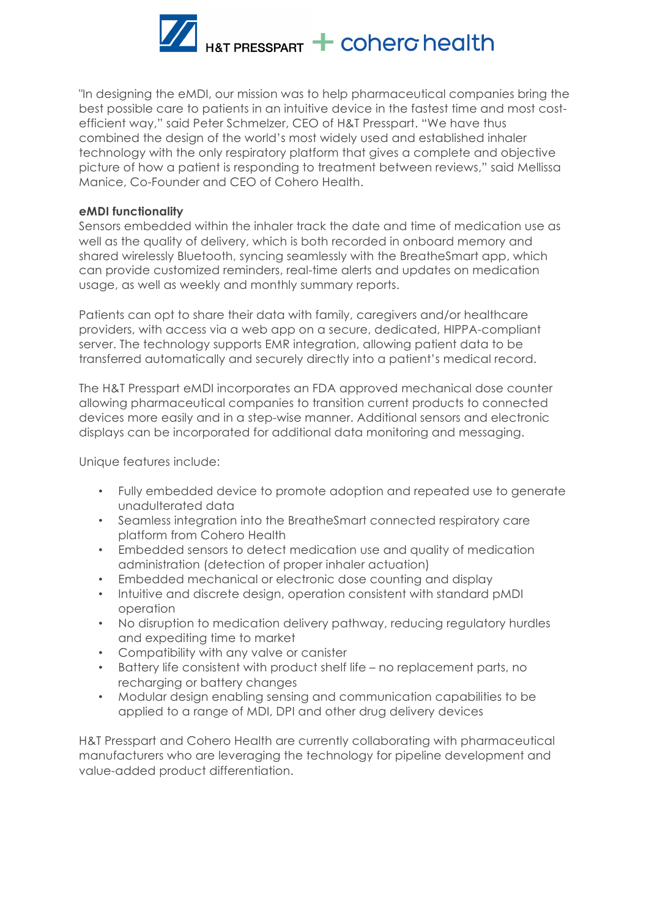"In designing the eMDI, our mission was to help pharmaceutical companies bring the best possible care to patients in an intuitive device in the fastest time and most cost-efficient way," said Peter Schmelzer, CEO of H&T Presspart. "We have thus combined the design of the world's most widely used and established inhaler technology with the only respiratory platform that gives a complete and objective picture of how a patient is responding to treatment between reviews," said Mellissa Manice, Co-Founder and CEO of Cohero Health.

**eMDI functionality**

Sensors embedded within the inhaler track the date and time of medication use as well as the quality of delivery, which is both recorded in onboard memory and shared wirelessly Bluetooth, syncing seamlessly with the BreatheSmart app, which can provide customized reminders, real-time alerts and updates on medication usage, as well as weekly and monthly summary reports.

Patients can opt to share their data with family, caregivers and/or healthcare providers, with access via a web app on a secure, dedicated, HIPPA-compliant server. The technology supports EMR integration, allowing patient data to be transferred automatically and securely directly into a patient's medical record.

The H&T Presspart eMDI incorporates an FDA approved mechanical dose counter allowing pharmaceutical companies to transition current products to connected devices more easily and in a step-wise manner. Additional sensors and electronic displays can be incorporated for additional data monitoring and messaging.

Unique features include:

- Fully embedded device to promote adoption and repeated use to generate unadulterated data
- Seamless integration into the BreatheSmart connected respiratory care platform from Cohero Health
- Embedded sensors to detect medication use and quality of medication administration (detection of proper inhaler actuation)
- Embedded mechanical or electronic dose counting and display
- Intuitive and discrete design, operation consistent with standard pMDI operation
- No disruption to medication delivery pathway, reducing regulatory hurdles and expediting time to market
- Compatibility with any valve or canister
- Battery life consistent with product shelf life – no replacement parts, no recharging or battery changes
- Modular design enabling sensing and communication capabilities to be applied to a range of MDI, DPI and other drug delivery devices

H&T Presspart and Cohero Health are currently collaborating with pharmaceutical manufacturers who are leveraging the technology for pipeline development and value-added product differentiation.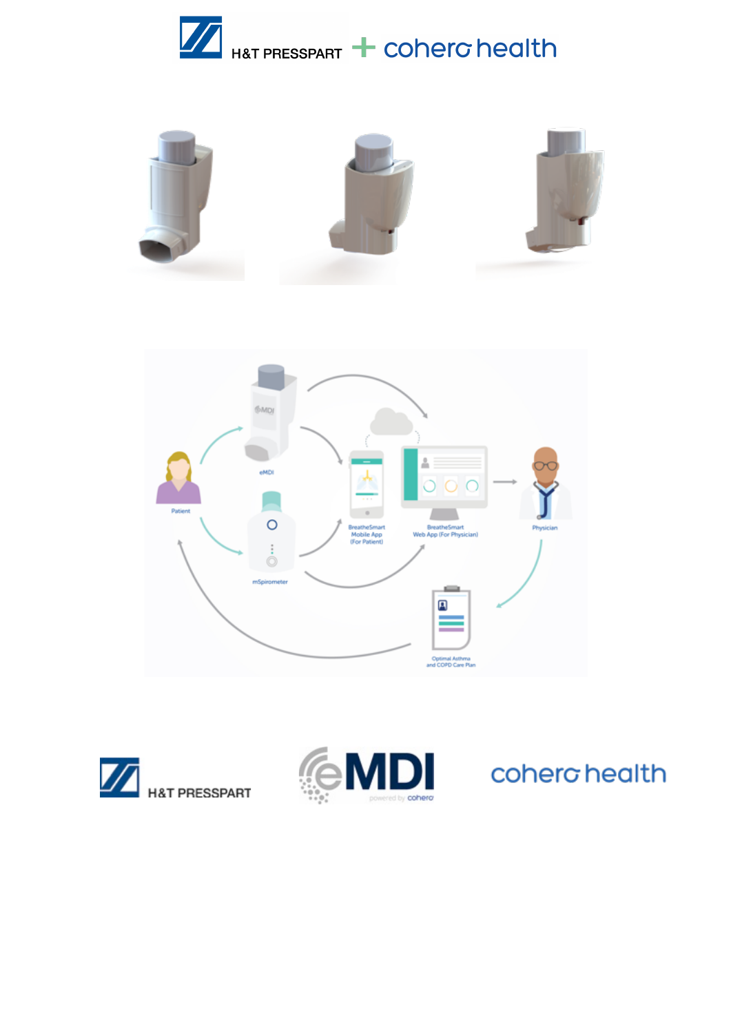H&T PRESSPART + cohero health

eMDI

Patient

mSpirometer

BreatheSmart Mobile App (For Patient)

BreatheSmart Web App (For Physician)

Physician

Optimal Asthma and COPD Care Plan

H&T PRESSPART

eMDI powered by cohero

cohero health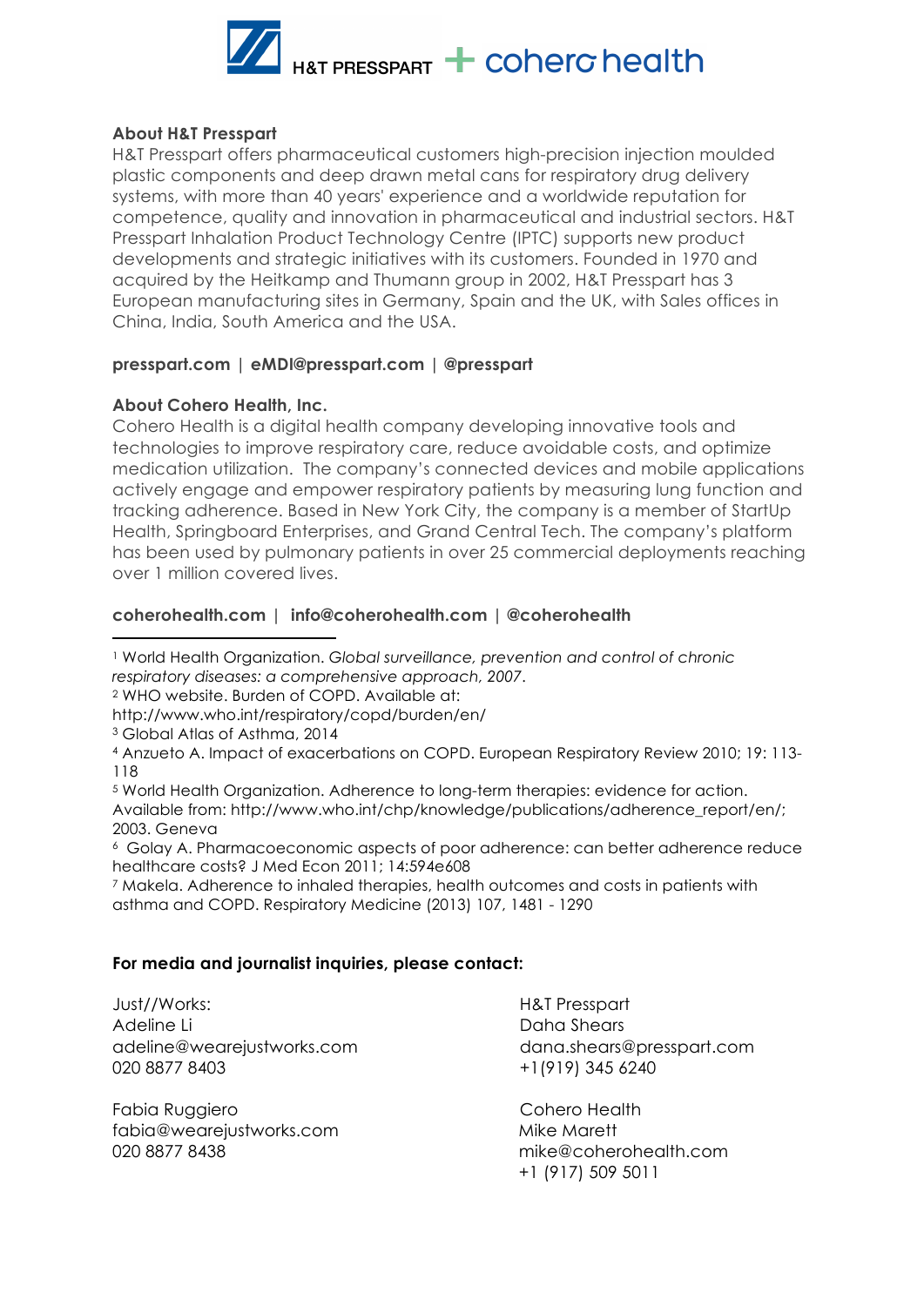## About H&T Presspart

H&T Presspart offers pharmaceutical customers high-precision injection moulded plastic components and deep drawn metal cans for respiratory drug delivery systems, with more than 40 years' experience and a worldwide reputation for competence, quality and innovation in pharmaceutical and industrial sectors. H&T Presspart Inhalation Product Technology Centre (IPTC) supports new product developments and strategic initiatives with its customers. Founded in 1970 and acquired by the Heitkamp and Thumann group in 2002, H&T Presspart has 3 European manufacturing sites in Germany, Spain and the UK, with Sales offices in China, India, South America and the USA.

**presspart.com | eMDI@presspart.com | @presspart**

## About Cohero Health, Inc.

Cohero Health is a digital health company developing innovative tools and technologies to improve respiratory care, reduce avoidable costs, and optimize medication utilization. The company's connected devices and mobile applications actively engage and empower respiratory patients by measuring lung function and tracking adherence. Based in New York City, the company is a member of StartUp Health, Springboard Enterprises, and Grand Central Tech. The company's platform has been used by pulmonary patients in over 25 commercial deployments reaching over 1 million covered lives.

**coherohealth.com | info@coherohealth.com | @coherohealth**

---

[1] World Health Organization. *Global surveillance, prevention and control of chronic respiratory diseases: a comprehensive approach, 2007*.

[2] WHO website. Burden of COPD. Available at: http://www.who.int/respiratory/copd/burden/en/

[3] Global Atlas of Asthma, 2014

[4] Anzueto A. Impact of exacerbations on COPD. European Respiratory Review 2010; 19: 113-118

[5] World Health Organization. Adherence to long-term therapies: evidence for action. Available from: http://www.who.int/chp/knowledge/publications/adherence_report/en/; 2003. Geneva

[6] Golay A. Pharmacoeconomic aspects of poor adherence: can better adherence reduce healthcare costs? J Med Econ 2011; 14:594e608

[7] Makela. Adherence to inhaled therapies, health outcomes and costs in patients with asthma and COPD. Respiratory Medicine (2013) 107, 1481 - 1290

**For media and journalist inquiries, please contact:**

Just//Works:
Adeline Li
adeline@wearejustworks.com
020 8877 8403

Fabia Ruggiero
fabia@wearejustworks.com
020 8877 8438

H&T Presspart
Daha Shears
dana.shears@presspart.com
+1(919) 345 6240

Cohero Health
Mike Marett
mike@coherohealth.com
+1 (917) 509 5011